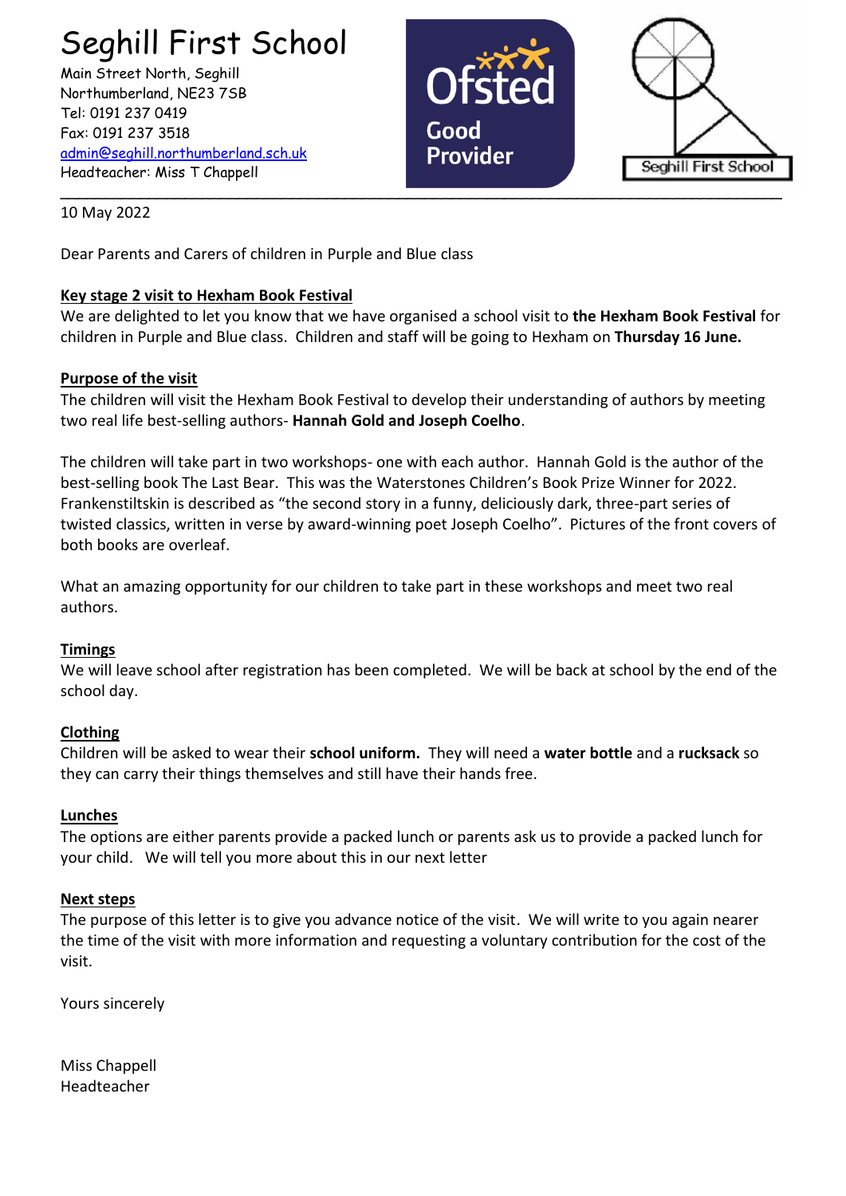# Seghill First School

Main Street North, Seghill
Northumberland, NE23 7SB
Tel: 0191 237 0419
Fax: 0191 237 3518
admin@seghill.northumberland.sch.uk
Headteacher: Miss T Chappell

Ofsted Good Provider

Seghill First School

---

10 May 2022

Dear Parents and Carers of children in Purple and Blue class

**Key stage 2 visit to Hexham Book Festival**

We are delighted to let you know that we have organised a school visit to **the Hexham Book Festival** for children in Purple and Blue class. Children and staff will be going to Hexham on **Thursday 16 June.**

**Purpose of the visit**

The children will visit the Hexham Book Festival to develop their understanding of authors by meeting two real life best-selling authors- **Hannah Gold and Joseph Coelho**.

The children will take part in two workshops- one with each author. Hannah Gold is the author of the best-selling book The Last Bear. This was the Waterstones Children's Book Prize Winner for 2022. Frankenstiltskin is described as "the second story in a funny, deliciously dark, three-part series of twisted classics, written in verse by award-winning poet Joseph Coelho". Pictures of the front covers of both books are overleaf.

What an amazing opportunity for our children to take part in these workshops and meet two real authors.

**Timings**

We will leave school after registration has been completed. We will be back at school by the end of the school day.

**Clothing**

Children will be asked to wear their **school uniform.** They will need a **water bottle** and a **rucksack** so they can carry their things themselves and still have their hands free.

**Lunches**

The options are either parents provide a packed lunch or parents ask us to provide a packed lunch for your child. We will tell you more about this in our next letter

**Next steps**

The purpose of this letter is to give you advance notice of the visit. We will write to you again nearer the time of the visit with more information and requesting a voluntary contribution for the cost of the visit.

Yours sincerely

Miss Chappell
Headteacher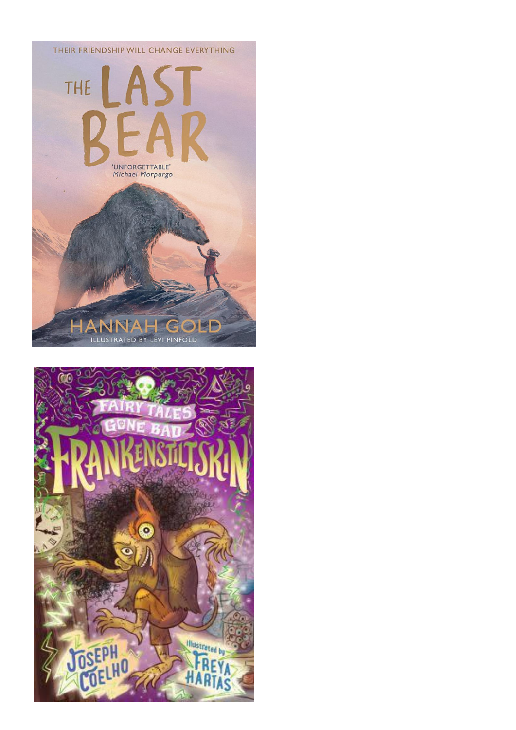THEIR FRIENDSHIP WILL CHANGE EVERYTHING

# THE LAST BEAR

'UNFORGETTABLE'
*Michael Morpurgo*

HANNAH GOLD

ILLUSTRATED BY LEVI PINFOLD

FAIRY TALES GONE BAD

# FRANKENSTILTSKIN

JOSEPH COELHO

Illustrated by FREYA HARTAS